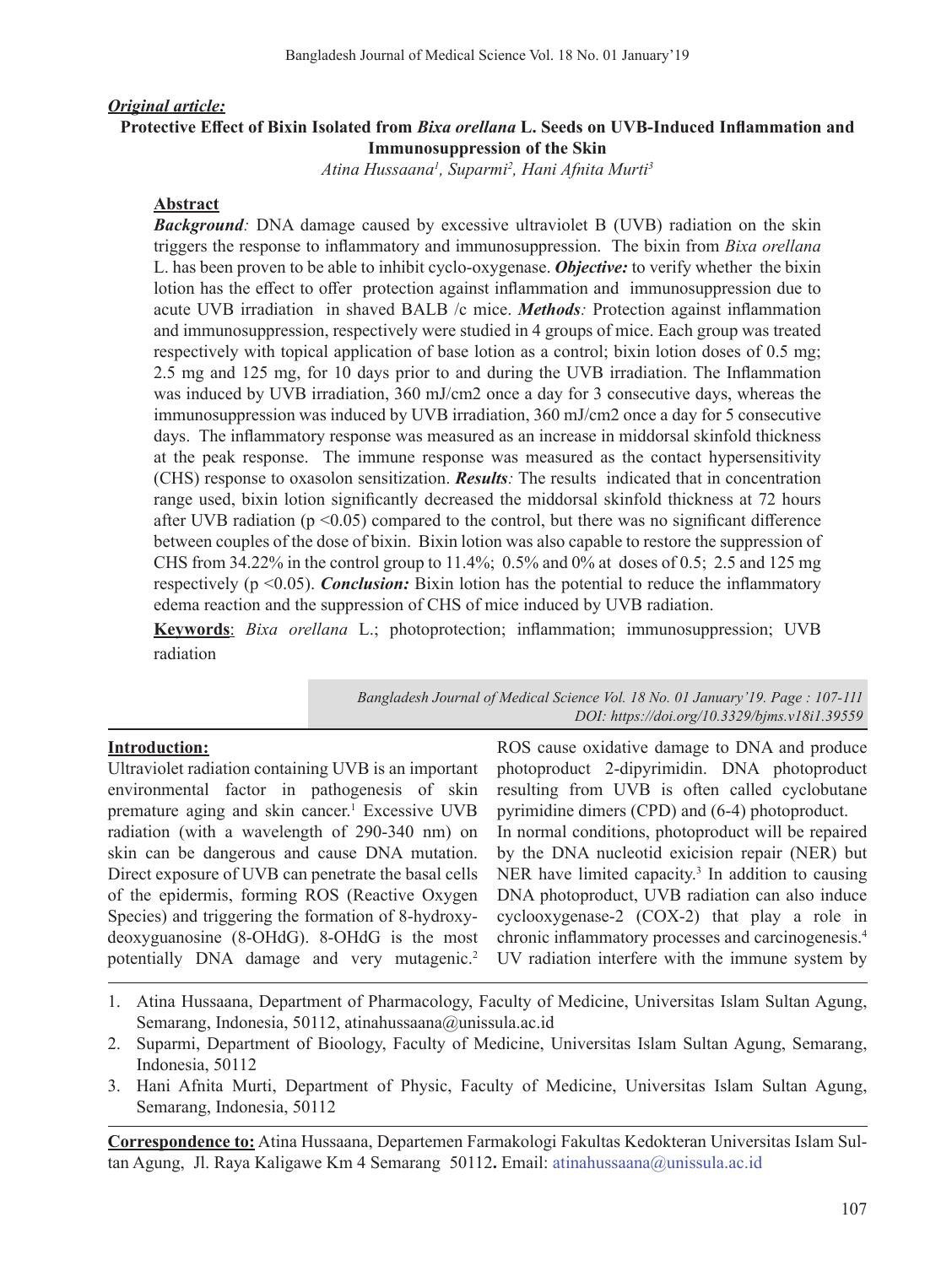***Original article:***

# Protective Effect of Bixin Isolated from *Bixa orellana* L. Seeds on UVB-Induced Inflammation and Immunosuppression of the Skin

*Atina Hussaana[1], Suparmi[2], Hani Afnita Murti[3]*

## Abstract

***Background:*** DNA damage caused by excessive ultraviolet B (UVB) radiation on the skin triggers the response to inflammatory and immunosuppression. The bixin from *Bixa orellana* L. has been proven to be able to inhibit cyclo-oxygenase. ***Objective:*** to verify whether the bixin lotion has the effect to offer protection against inflammation and immunosuppression due to acute UVB irradiation in shaved BALB /c mice. ***Methods:*** Protection against inflammation and immunosuppression, respectively were studied in 4 groups of mice. Each group was treated respectively with topical application of base lotion as a control; bixin lotion doses of 0.5 mg; 2.5 mg and 125 mg, for 10 days prior to and during the UVB irradiation. The Inflammation was induced by UVB irradiation, 360 mJ/cm2 once a day for 3 consecutive days, whereas the immunosuppression was induced by UVB irradiation, 360 mJ/cm2 once a day for 5 consecutive days. The inflammatory response was measured as an increase in middorsal skinfold thickness at the peak response. The immune response was measured as the contact hypersensitivity (CHS) response to oxasolon sensitization. ***Results:*** The results indicated that in concentration range used, bixin lotion significantly decreased the middorsal skinfold thickness at 72 hours after UVB radiation ($p < 0.05$) compared to the control, but there was no significant difference between couples of the dose of bixin. Bixin lotion was also capable to restore the suppression of CHS from 34.22% in the control group to 11.4%; 0.5% and 0% at doses of 0.5; 2.5 and 125 mg respectively ($p < 0.05$). ***Conclusion:*** Bixin lotion has the potential to reduce the inflammatory edema reaction and the suppression of CHS of mice induced by UVB radiation.

**Keywords**: *Bixa orellana* L.; photoprotection; inflammation; immunosuppression; UVB radiation

*DOI: https://doi.org/10.3329/bjms.v18i1.39559*

## Introduction:

Ultraviolet radiation containing UVB is an important environmental factor in pathogenesis of skin premature aging and skin cancer.[1] Excessive UVB radiation (with a wavelength of 290-340 nm) on skin can be dangerous and cause DNA mutation. Direct exposure of UVB can penetrate the basal cells of the epidermis, forming ROS (Reactive Oxygen Species) and triggering the formation of 8-hydroxy-deoxyguanosine (8-OHdG). 8-OHdG is the most potentially DNA damage and very mutagenic.[2] ROS cause oxidative damage to DNA and produce photoproduct 2-dipyrimidin. DNA photoproduct resulting from UVB is often called cyclobutane pyrimidine dimers (CPD) and (6-4) photoproduct.

In normal conditions, photoproduct will be repaired by the DNA nucleotid exicision repair (NER) but NER have limited capacity.[3] In addition to causing DNA photoproduct, UVB radiation can also induce cyclooxygenase-2 (COX-2) that play a role in chronic inflammatory processes and carcinogenesis.[4] UV radiation interfere with the immune system by

1. Atina Hussaana, Department of Pharmacology, Faculty of Medicine, Universitas Islam Sultan Agung, Semarang, Indonesia, 50112, atinahussaana@unissula.ac.id
2. Suparmi, Department of Bioology, Faculty of Medicine, Universitas Islam Sultan Agung, Semarang, Indonesia, 50112
3. Hani Afnita Murti, Department of Physic, Faculty of Medicine, Universitas Islam Sultan Agung, Semarang, Indonesia, 50112

**Correspondence to:** Atina Hussaana, Departemen Farmakologi Fakultas Kedokteran Universitas Islam Sultan Agung, Jl. Raya Kaligawe Km 4 Semarang 50112**.** Email: atinahussaana@unissula.ac.id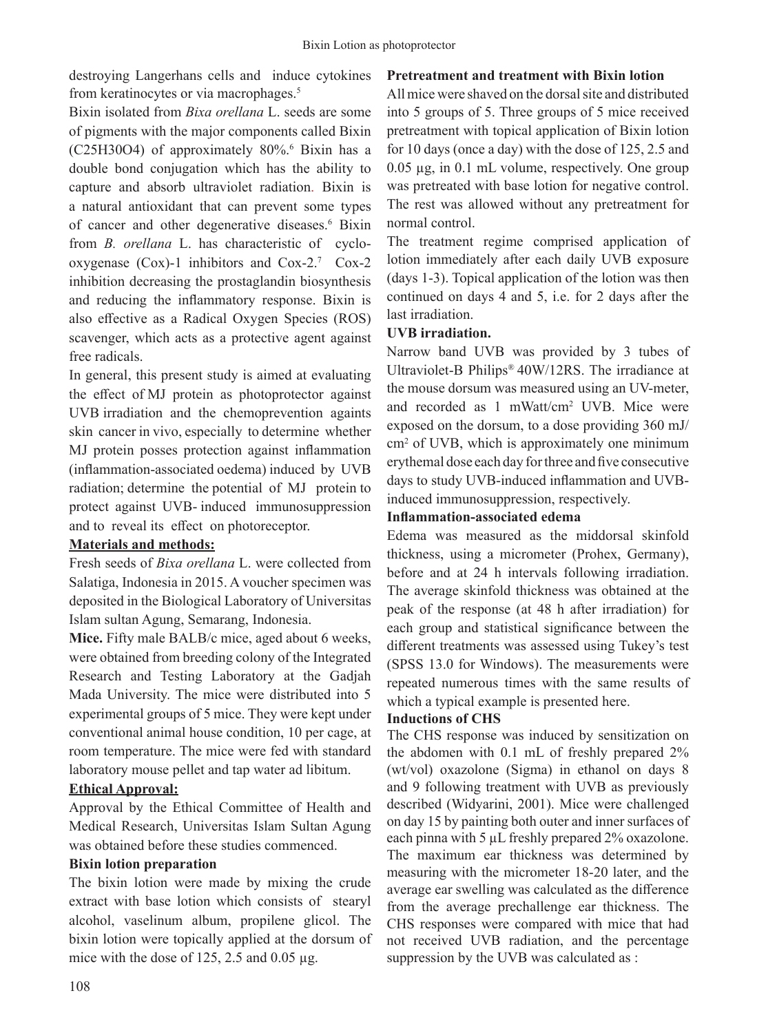destroying Langerhans cells and induce cytokines from keratinocytes or via macrophages.[5]

Bixin isolated from *Bixa orellana* L. seeds are some of pigments with the major components called Bixin ($C_{25}H_{30}O_4$) of approximately 80%.[6] Bixin has a double bond conjugation which has the ability to capture and absorb ultraviolet radiation. Bixin is a natural antioxidant that can prevent some types of cancer and other degenerative diseases.[6] Bixin from *B. orellana* L. has characteristic of cyclo-oxygenase (Cox)-1 inhibitors and Cox-2.[7] Cox-2 inhibition decreasing the prostaglandin biosynthesis and reducing the inflammatory response. Bixin is also effective as a Radical Oxygen Species (ROS) scavenger, which acts as a protective agent against free radicals.

In general, this present study is aimed at evaluating the effect of MJ protein as photoprotector against UVB irradiation and the chemoprevention againts skin cancer in vivo, especially to determine whether MJ protein posses protection against inflammation (inflammation-associated oedema) induced by UVB radiation; determine the potential of MJ protein to protect against UVB- induced immunosuppression and to reveal its effect on photoreceptor.

## Materials and methods:

Fresh seeds of *Bixa orellana* L. were collected from Salatiga, Indonesia in 2015. A voucher specimen was deposited in the Biological Laboratory of Universitas Islam sultan Agung, Semarang, Indonesia.

**Mice.** Fifty male BALB/c mice, aged about 6 weeks, were obtained from breeding colony of the Integrated Research and Testing Laboratory at the Gadjah Mada University. The mice were distributed into 5 experimental groups of 5 mice. They were kept under conventional animal house condition, 10 per cage, at room temperature. The mice were fed with standard laboratory mouse pellet and tap water ad libitum.

## Ethical Approval:

Approval by the Ethical Committee of Health and Medical Research, Universitas Islam Sultan Agung was obtained before these studies commenced.

### Bixin lotion preparation

The bixin lotion were made by mixing the crude extract with base lotion which consists of stearyl alcohol, vaselinum album, propilene glicol. The bixin lotion were topically applied at the dorsum of mice with the dose of 125, 2.5 and 0.05 µg.

### Pretreatment and treatment with Bixin lotion

All mice were shaved on the dorsal site and distributed into 5 groups of 5. Three groups of 5 mice received pretreatment with topical application of Bixin lotion for 10 days (once a day) with the dose of 125, 2.5 and 0.05 µg, in 0.1 mL volume, respectively. One group was pretreated with base lotion for negative control. The rest was allowed without any pretreatment for normal control.

The treatment regime comprised application of lotion immediately after each daily UVB exposure (days 1-3). Topical application of the lotion was then continued on days 4 and 5, i.e. for 2 days after the last irradiation.

### UVB irradiation.

Narrow band UVB was provided by 3 tubes of Ultraviolet-B Philips® 40W/12RS. The irradiance at the mouse dorsum was measured using an UV-meter, and recorded as 1 mWatt/cm$^2$ UVB. Mice were exposed on the dorsum, to a dose providing 360 mJ/cm$^2$ of UVB, which is approximately one minimum erythemal dose each day for three and five consecutive days to study UVB-induced inflammation and UVB-induced immunosuppression, respectively.

### Inflammation-associated edema

Edema was measured as the middorsal skinfold thickness, using a micrometer (Prohex, Germany), before and at 24 h intervals following irradiation. The average skinfold thickness was obtained at the peak of the response (at 48 h after irradiation) for each group and statistical significance between the different treatments was assessed using Tukey's test (SPSS 13.0 for Windows). The measurements were repeated numerous times with the same results of which a typical example is presented here.

### Inductions of CHS

The CHS response was induced by sensitization on the abdomen with 0.1 mL of freshly prepared 2% (wt/vol) oxazolone (Sigma) in ethanol on days 8 and 9 following treatment with UVB as previously described (Widyarini, 2001). Mice were challenged on day 15 by painting both outer and inner surfaces of each pinna with 5 µL freshly prepared 2% oxazolone. The maximum ear thickness was determined by measuring with the micrometer 18-20 later, and the average ear swelling was calculated as the difference from the average prechallenge ear thickness. The CHS responses were compared with mice that had not received UVB radiation, and the percentage suppression by the UVB was calculated as :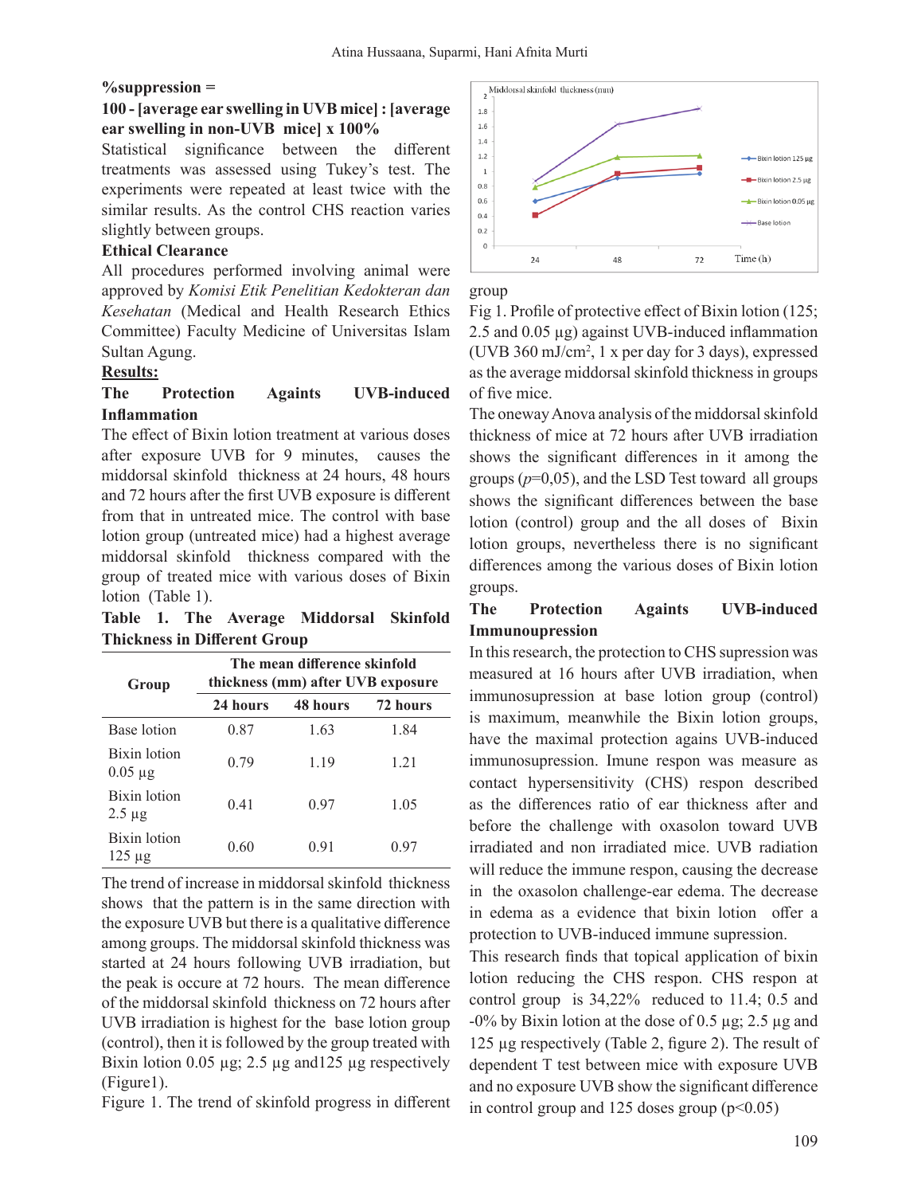**%suppression =**

**100 - [average ear swelling in UVB mice] : [average ear swelling in non-UVB mice] x 100%**

Statistical significance between the different treatments was assessed using Tukey's test. The experiments were repeated at least twice with the similar results. As the control CHS reaction varies slightly between groups.

**Ethical Clearance**

All procedures performed involving animal were approved by *Komisi Etik Penelitian Kedokteran dan Kesehatan* (Medical and Health Research Ethics Committee) Faculty Medicine of Universitas Islam Sultan Agung.

**Results:**

**The Protection Againts UVB-induced Inflammation**

The effect of Bixin lotion treatment at various doses after exposure UVB for 9 minutes, causes the middorsal skinfold thickness at 24 hours, 48 hours and 72 hours after the first UVB exposure is different from that in untreated mice. The control with base lotion group (untreated mice) had a highest average middorsal skinfold thickness compared with the group of treated mice with various doses of Bixin lotion (Table 1).

**Table 1. The Average Middorsal Skinfold Thickness in Different Group**

| Group | The mean difference skinfold thickness (mm) after UVB exposure | | |
|---|---|---|---|
| | 24 hours | 48 hours | 72 hours |
| Base lotion | 0.87 | 1.63 | 1.84 |
| Bixin lotion 0.05 µg | 0.79 | 1.19 | 1.21 |
| Bixin lotion 2.5 µg | 0.41 | 0.97 | 1.05 |
| Bixin lotion 125 µg | 0.60 | 0.91 | 0.97 |

The trend of increase in middorsal skinfold thickness shows that the pattern is in the same direction with the exposure UVB but there is a qualitative difference among groups. The middorsal skinfold thickness was started at 24 hours following UVB irradiation, but the peak is occure at 72 hours. The mean difference of the middorsal skinfold thickness on 72 hours after UVB irradiation is highest for the base lotion group (control), then it is followed by the group treated with Bixin lotion 0.05 µg; 2.5 µg and125 µg respectively (Figure1).

Figure 1. The trend of skinfold progress in different group

Fig 1. Profile of protective effect of Bixin lotion (125; 2.5 and 0.05 µg) against UVB-induced inflammation (UVB 360 mJ/cm$^2$, 1 x per day for 3 days), expressed as the average middorsal skinfold thickness in groups of five mice.

The oneway Anova analysis of the middorsal skinfold thickness of mice at 72 hours after UVB irradiation shows the significant differences in it among the groups ($p$=0,05), and the LSD Test toward all groups shows the significant differences between the base lotion (control) group and the all doses of Bixin lotion groups, nevertheless there is no significant differences among the various doses of Bixin lotion groups.

**The Protection Againts UVB-induced Immunopression**

In this research, the protection to CHS supression was measured at 16 hours after UVB irradiation, when immunosupression at base lotion group (control) is maximum, meanwhile the Bixin lotion groups, have the maximal protection agains UVB-induced immunosupression. Imune respon was measure as contact hypersensitivity (CHS) respon described as the differences ratio of ear thickness after and before the challenge with oxasolon toward UVB irradiated and non irradiated mice. UVB radiation will reduce the immune respon, causing the decrease in the oxasolon challenge-ear edema. The decrease in edema as a evidence that bixin lotion offer a protection to UVB-induced immune supression.

This research finds that topical application of bixin lotion reducing the CHS respon. CHS respon at control group is 34,22% reduced to 11.4; 0.5 and -0% by Bixin lotion at the dose of 0.5 µg; 2.5 µg and 125 µg respectively (Table 2, figure 2). The result of dependent T test between mice with exposure UVB and no exposure UVB show the significant difference in control group and 125 doses group (p<0.05)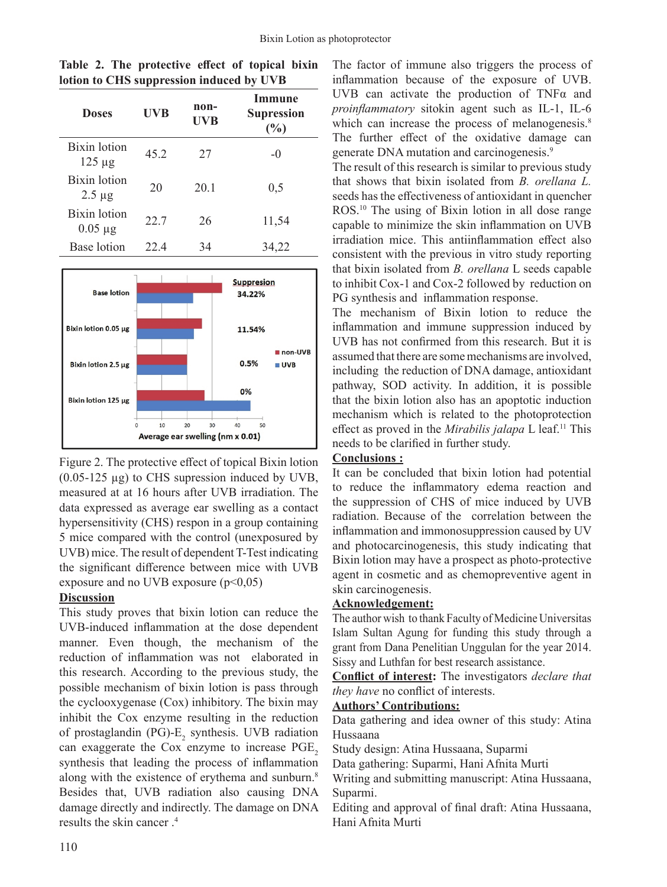**Table 2. The protective effect of topical bixin lotion to CHS suppression induced by UVB**

| Doses | UVB | non-UVB | Immune Supression (%) |
|---|---|---|---|
| Bixin lotion 125 µg | 45.2 | 27 | -0 |
| Bixin lotion 2.5 µg | 20 | 20.1 | 0,5 |
| Bixin lotion 0.05 µg | 22.7 | 26 | 11,54 |
| Base lotion | 22.4 | 34 | 34,22 |

Figure 2. The protective effect of topical Bixin lotion (0.05-125 µg) to CHS supression induced by UVB, measured at at 16 hours after UVB irradiation. The data expressed as average ear swelling as a contact hypersensitivity (CHS) respon in a group containing 5 mice compared with the control (unexposed by UVB) mice. The result of dependent T-Test indicating the significant difference between mice with UVB exposure and no UVB exposure ($p<0,05$)

## Discussion

This study proves that bixin lotion can reduce the UVB-induced inflammation at the dose dependent manner. Even though, the mechanism of the reduction of inflammation was not elaborated in this research. According to the previous study, the possible mechanism of bixin lotion is pass through the cyclooxygenase (Cox) inhibitory. The bixin may inhibit the Cox enzyme resulting in the reduction of prostaglandin (PG)-$E_2$ synthesis. UVB radiation can exaggerate the Cox enzyme to increase $PGE_2$ synthesis that leading the process of inflammation along with the existence of erythema and sunburn.[8] Besides that, UVB radiation also causing DNA damage directly and indirectly. The damage on DNA results the skin cancer .[4]

The factor of immune also triggers the process of inflammation because of the exposure of UVB. UVB can activate the production of TNFα and *proinflammatory* sitokin agent such as IL-1, IL-6 which can increase the process of melanogenesis.[8] The further effect of the oxidative damage can generate DNA mutation and carcinogenesis.[9]

The result of this research is similar to previous study that shows that bixin isolated from *B. orellana L.* seeds has the effectiveness of antioxidant in quencher ROS.[10] The using of Bixin lotion in all dose range capable to minimize the skin inflammation on UVB irradiation mice. This antiinflammation effect also consistent with the previous in vitro study reporting that bixin isolated from *B. orellana* L seeds capable to inhibit Cox-1 and Cox-2 followed by reduction on PG synthesis and inflammation response.

The mechanism of Bixin lotion to reduce the inflammation and immune suppression induced by UVB has not confirmed from this research. But it is assumed that there are some mechanisms are involved, including the reduction of DNA damage, antioxidant pathway, SOD activity. In addition, it is possible that the bixin lotion also has an apoptotic induction mechanism which is related to the photoprotection effect as proved in the *Mirabilis jalapa* L leaf.[11] This needs to be clarified in further study.

## Conclusions :

It can be concluded that bixin lotion had potential to reduce the inflammatory edema reaction and the suppression of CHS of mice induced by UVB radiation. Because of the correlation between the inflammation and immonosuppression caused by UV and photocarcinogenesis, this study indicating that Bixin lotion may have a prospect as photo-protective agent in cosmetic and as chemopreventive agent in skin carcinogenesis.

## Acknowledgement:

The author wish to thank Faculty of Medicine Universitas Islam Sultan Agung for funding this study through a grant from Dana Penelitian Unggulan for the year 2014. Sissy and Luthfan for best research assistance.

**Conflict of interest:** The investigators *declare that they have* no conflict of interests.

## Authors' Contributions:

Data gathering and idea owner of this study: Atina Hussaana

Study design: Atina Hussaana, Suparmi

Data gathering: Suparmi, Hani Afnita Murti

Writing and submitting manuscript: Atina Hussaana, Suparmi.

Editing and approval of final draft: Atina Hussaana, Hani Afnita Murti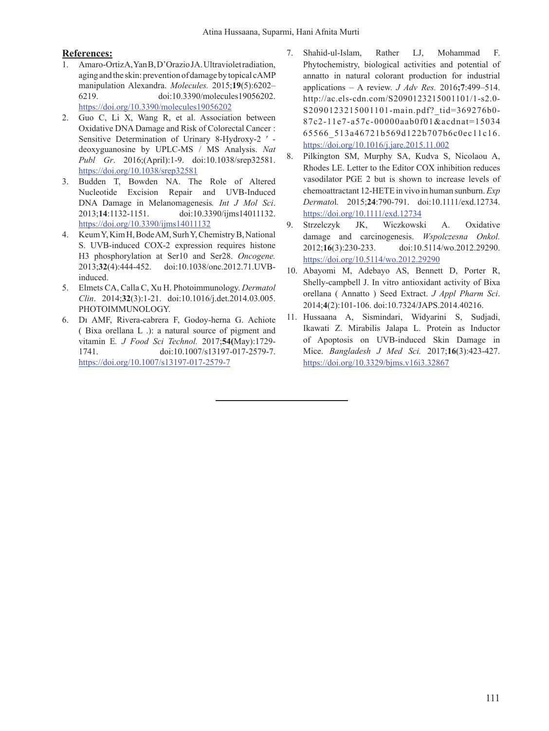## References:

1. Amaro-Ortiz A, Yan B, D'Orazio JA. Ultraviolet radiation, aging and the skin: prevention of damage by topical cAMP manipulation Alexandra. *Molecules.* 2015;**19**(5):6202–6219. doi:10.3390/molecules19056202. https://doi.org/10.3390/molecules19056202
2. Guo C, Li X, Wang R, et al. Association between Oxidative DNA Damage and Risk of Colorectal Cancer : Sensitive Determination of Urinary 8-Hydroxy-2 ′ -deoxyguanosine by UPLC-MS / MS Analysis. *Nat Publ Gr*. 2016;(April):1-9. doi:10.1038/srep32581. https://doi.org/10.1038/srep32581
3. Budden T, Bowden NA. The Role of Altered Nucleotide Excision Repair and UVB-Induced DNA Damage in Melanomagenesis. *Int J Mol Sci*. 2013;**14**:1132-1151. doi:10.3390/ijms14011132. https://doi.org/10.3390/ijms14011132
4. Keum Y, Kim H, Bode AM, Surh Y, Chemistry B, National S. UVB-induced COX-2 expression requires histone H3 phosphorylation at Ser10 and Ser28. *Oncogene.* 2013;**32**(4):444-452. doi:10.1038/onc.2012.71.UVB-induced.
5. Elmets CA, Calla C, Xu H. Photoimmunology. *Dermatol Clin*. 2014;**32**(3):1-21. doi:10.1016/j.det.2014.03.005. PHOTOIMMUNOLOGY.
6. Dı AMF, Rivera-cabrera F, Godoy-herna G. Achiote ( Bixa orellana L .): a natural source of pigment and vitamin E. *J Food Sci Technol.* 2017;**54(**May):1729-1741. doi:10.1007/s13197-017-2579-7. https://doi.org/10.1007/s13197-017-2579-7
7. Shahid-ul-Islam, Rather LJ, Mohammad F. Phytochemistry, biological activities and potential of annatto in natural colorant production for industrial applications – A review. *J Adv Res.* 2016**;7**:499–514. http://ac.els-cdn.com/S2090123215001101/1-s2.0-S2090123215001101-main.pdf?_tid=369276b0-87c2-11e7-a57c-00000aab0f01&acdnat=1503465566_513a46721b569d122b707b6c0ec11c16. https://doi.org/10.1016/j.jare.2015.11.002
8. Pilkington SM, Murphy SA, Kudva S, Nicolaou A, Rhodes LE. Letter to the Editor COX inhibition reduces vasodilator PGE 2 but is shown to increase levels of chemoattractant 12-HETE in vivo in human sunburn. *Exp Dermatol.* 2015;**24**:790-791. doi:10.1111/exd.12734. https://doi.org/10.1111/exd.12734
9. Strzelczyk JK, Wiczkowski A. Oxidative damage and carcinogenesis. *Wspolczesna Onkol.* 2012;**16**(3):230-233. doi:10.5114/wo.2012.29290. https://doi.org/10.5114/wo.2012.29290
10. Abayomi M, Adebayo AS, Bennett D, Porter R, Shelly-campbell J. In vitro antioxidant activity of Bixa orellana ( Annatto ) Seed Extract. *J Appl Pharm Sci*. 2014;**4**(2):101-106. doi:10.7324/JAPS.2014.40216.
11. Hussaana A, Sismindari, Widyarini S, Sudjadi, Ikawati Z. Mirabilis Jalapa L. Protein as Inductor of Apoptosis on UVB-induced Skin Damage in Mice. *Bangladesh J Med Sci.* 2017;**16**(3):423-427. https://doi.org/10.3329/bjms.v16i3.32867